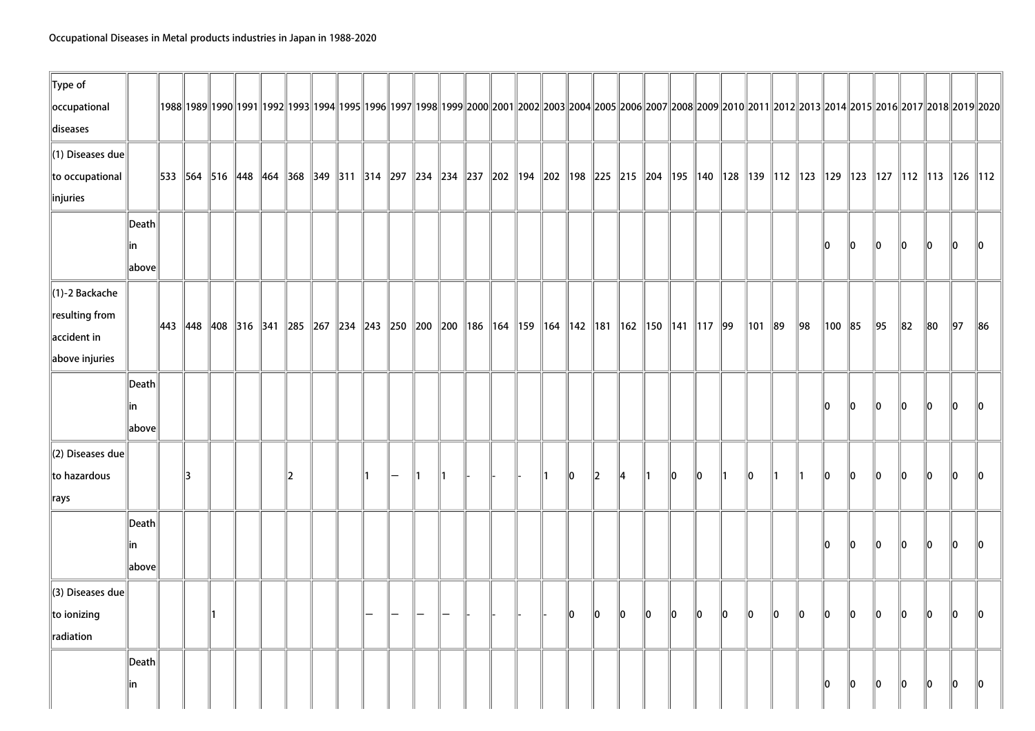Occupational Diseases in Metal products industries in Japan in 1988-2020

| Type of occupational diseases | | 1988 | 1989 | 1990 | 1991 | 1992 | 1993 | 1994 | 1995 | 1996 | 1997 | 1998 | 1999 | 2000 | 2001 | 2002 | 2003 | 2004 | 2005 | 2006 | 2007 | 2008 | 2009 | 2010 | 2011 | 2012 | 2013 | 2014 | 2015 | 2016 | 2017 | 2018 | 2019 | 2020 |
|---|---|---|---|---|---|---|---|---|---|---|---|---|---|---|---|---|---|---|---|---|---|---|---|---|---|---|---|---|---|---|---|---|---|---|
| (1) Diseases due to occupational injuries | | 533 | 564 | 516 | 448 | 464 | 368 | 349 | 311 | 314 | 297 | 234 | 234 | 237 | 202 | 194 | 202 | 198 | 225 | 215 | 204 | 195 | 140 | 128 | 139 | 112 | 123 | 129 | 123 | 127 | 112 | 113 | 126 | 112 |
| | Death in above | | | | | | | | | | | | | | | | | | | | | | | | | | | 0 | 0 | 0 | 0 | 0 | 0 | 0 |
| (1)-2 Backache resulting from accident in above injuries | | 443 | 448 | 408 | 316 | 341 | 285 | 267 | 234 | 243 | 250 | 200 | 200 | 186 | 164 | 159 | 164 | 142 | 181 | 162 | 150 | 141 | 117 | 99 | 101 | 89 | 98 | 100 | 85 | 95 | 82 | 80 | 97 | 86 |
| | Death in above | | | | | | | | | | | | | | | | | | | | | | | | | | | 0 | 0 | 0 | 0 | 0 | 0 | 0 |
| (2) Diseases due to hazardous rays | | | 3 | | | | 2 | | | 1 | — | 1 | 1 | - | - | - | 1 | 0 | 2 | 4 | 1 | 0 | 0 | 1 | 0 | 1 | 1 | 0 | 0 | 0 | 0 | 0 | 0 | 0 |
| | Death in above | | | | | | | | | | | | | | | | | | | | | | | | | | | 0 | 0 | 0 | 0 | 0 | 0 | 0 |
| (3) Diseases due to ionizing radiation | | | | 1 | | | | | | — | — | — | — | - | - | - | - | 0 | 0 | 0 | 0 | 0 | 0 | 0 | 0 | 0 | 0 | 0 | 0 | 0 | 0 | 0 | 0 | 0 |
| | Death in | | | | | | | | | | | | | | | | | | | | | | | | | | | 0 | 0 | 0 | 0 | 0 | 0 | 0 |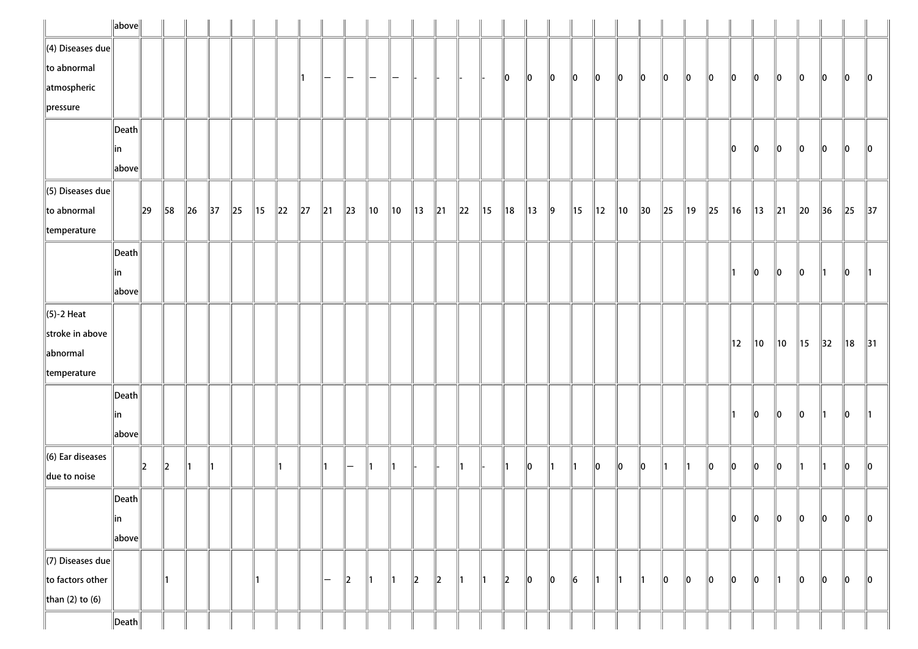| | above | | | | | | | | | | | | | | | | | | | | | | | | | | | | | | | | | |
|---|---|---|---|---|---|---|---|---|---|---|---|---|---|---|---|---|---|---|---|---|---|---|---|---|---|---|---|---|---|---|---|---|---|---|
| (4) Diseases due to abnormal atmospheric pressure | | | | | | | | | 1 | — | — | — | — | - | - | - | - | 0 | 0 | 0 | 0 | 0 | 0 | 0 | 0 | 0 | 0 | 0 | 0 | 0 | 0 | 0 | 0 | 0 |
| | Death in above | | | | | | | | | | | | | | | | | | | | | | | | | | | 0 | 0 | 0 | 0 | 0 | 0 | 0 |
| (5) Diseases due to abnormal temperature | | 29 | 58 | 26 | 37 | 25 | 15 | 22 | 27 | 21 | 23 | 10 | 10 | 13 | 21 | 22 | 15 | 18 | 13 | 9 | 15 | 12 | 10 | 30 | 25 | 19 | 25 | 16 | 13 | 21 | 20 | 36 | 25 | 37 |
| | Death in above | | | | | | | | | | | | | | | | | | | | | | | | | | | 1 | 0 | 0 | 0 | 1 | 0 | 1 |
| (5)-2 Heat stroke in above abnormal temperature | | | | | | | | | | | | | | | | | | | | | | | | | | | | 12 | 10 | 10 | 15 | 32 | 18 | 31 |
| | Death in above | | | | | | | | | | | | | | | | | | | | | | | | | | | 1 | 0 | 0 | 0 | 1 | 0 | 1 |
| (6) Ear diseases due to noise | | 2 | 2 | 1 | 1 | | | 1 | | 1 | — | 1 | 1 | - | - | 1 | - | 1 | 0 | 1 | 1 | 0 | 0 | 0 | 1 | 1 | 0 | 0 | 0 | 0 | 1 | 1 | 0 | 0 |
| | Death in above | | | | | | | | | | | | | | | | | | | | | | | | | | | 0 | 0 | 0 | 0 | 0 | 0 | 0 |
| (7) Diseases due to factors other than (2) to (6) | | | 1 | | | | 1 | | | — | 2 | 1 | 1 | 2 | 2 | 1 | 1 | 2 | 0 | 0 | 6 | 1 | 1 | 1 | 0 | 0 | 0 | 0 | 0 | 1 | 0 | 0 | 0 | 0 |
| | Death | | | | | | | | | | | | | | | | | | | | | | | | | | | | | | | | | |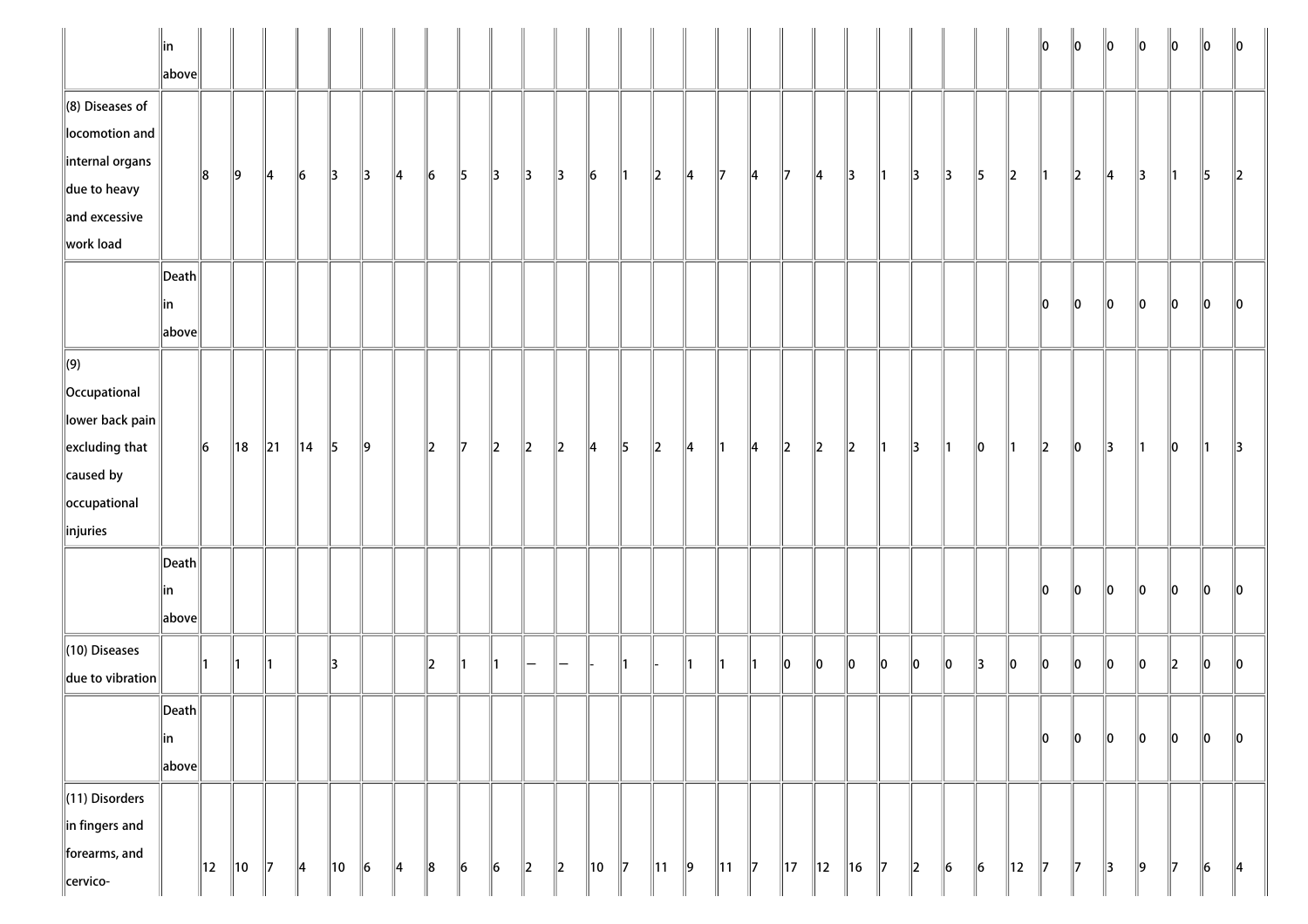| | in above | | | | | | | | | | | | | | | | | | | | | | | | | | 0 | 0 | 0 | 0 | 0 | 0 | 0 |
|---|---|---|---|---|---|---|---|---|---|---|---|---|---|---|---|---|---|---|---|---|---|---|---|---|---|---|---|---|---|---|---|---|---|---|
| (8) Diseases of locomotion and internal organs due to heavy and excessive work load | | 8 | 9 | 4 | 6 | 3 | 3 | 4 | 6 | 5 | 3 | 3 | 3 | 6 | 1 | 2 | 4 | 7 | 4 | 7 | 4 | 3 | 1 | 3 | 3 | 5 | 2 | 1 | 2 | 4 | 3 | 1 | 5 | 2 |
| | Death in above | | | | | | | | | | | | | | | | | | | | | | | | | | | 0 | 0 | 0 | 0 | 0 | 0 | 0 |
| (9) Occupational lower back pain excluding that caused by occupational injuries | | 6 | 18 | 21 | 14 | 5 | 9 | | 2 | 7 | 2 | 2 | 2 | 4 | 5 | 2 | 4 | 1 | 4 | 2 | 2 | 2 | 1 | 3 | 1 | 0 | 1 | 2 | 0 | 3 | 1 | 0 | 1 | 3 |
| | Death in above | | | | | | | | | | | | | | | | | | | | | | | | | | | 0 | 0 | 0 | 0 | 0 | 0 | 0 |
| (10) Diseases due to vibration | | 1 | 1 | 1 | | 3 | | | 2 | 1 | 1 | — | — | - | 1 | - | 1 | 1 | 1 | 0 | 0 | 0 | 0 | 0 | 0 | 3 | 0 | 0 | 0 | 0 | 0 | 2 | 0 | 0 |
| | Death in above | | | | | | | | | | | | | | | | | | | | | | | | | | | 0 | 0 | 0 | 0 | 0 | 0 | 0 |
| (11) Disorders in fingers and forearms, and cervico- | | 12 | 10 | 7 | 4 | 10 | 6 | 4 | 8 | 6 | 6 | 2 | 2 | 10 | 7 | 11 | 9 | 11 | 7 | 17 | 12 | 16 | 7 | 2 | 6 | 6 | 12 | 7 | 7 | 3 | 9 | 7 | 6 | 4 |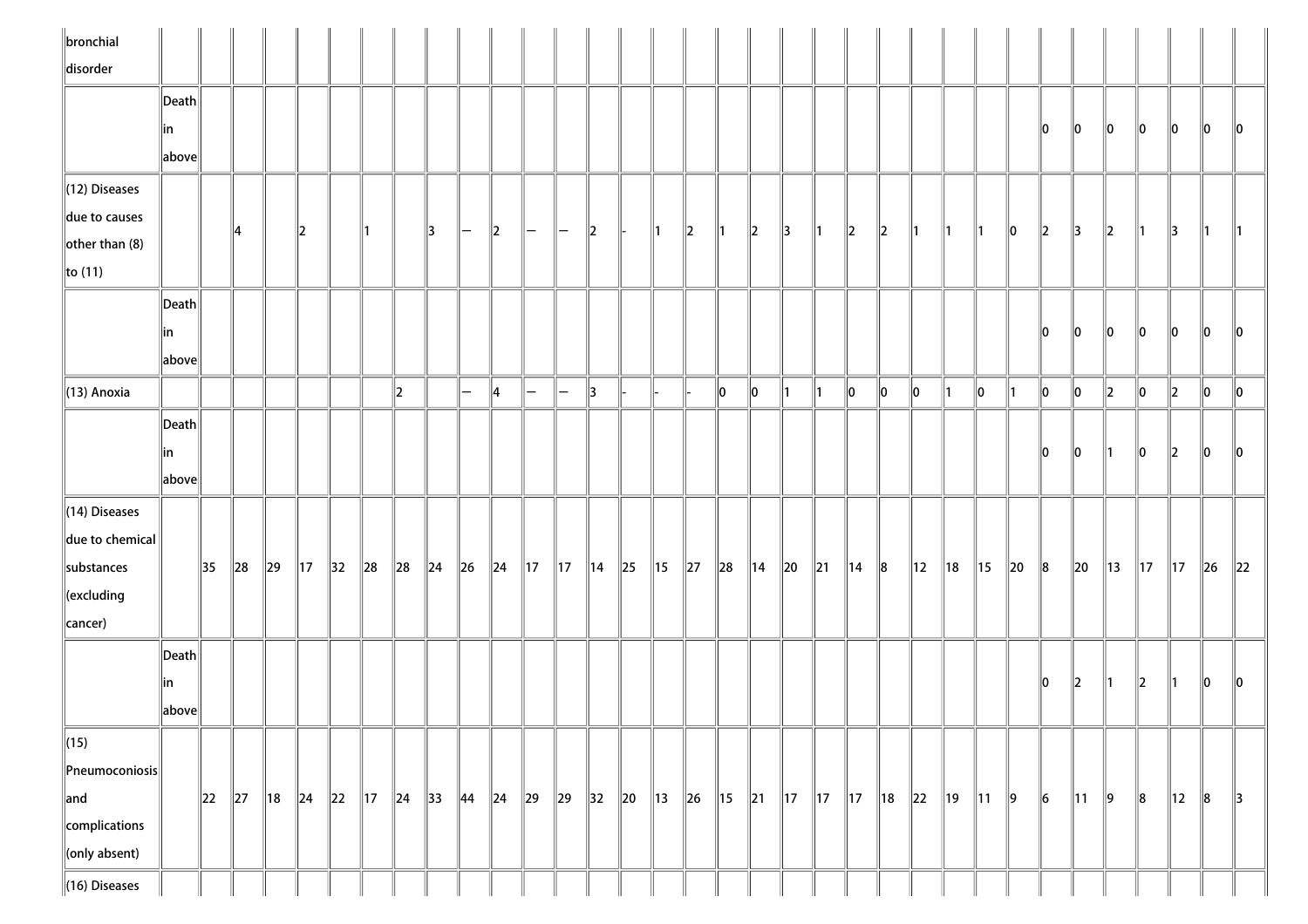| | | | | | | | | | | | | | | | | | | | | | | | | | | | | | | | | | | |
|---|---|---|---|---|---|---|---|---|---|---|---|---|---|---|---|---|---|---|---|---|---|---|---|---|---|---|---|---|---|---|---|---|---|---|
| bronchial disorder | | | | | | | | | | | | | | | | | | | | | | | | | | | | | | | | | | |
| | Death in above | | | | | | | | | | | | | | | | | | | | | | | | | | 0 | 0 | 0 | 0 | 0 | 0 | 0 |
| (12) Diseases due to causes other than (8) to (11) | | | 4 | | 2 | | 1 | | 3 | — | 2 | — | — | 2 | - | 1 | 2 | 1 | 2 | 3 | 1 | 2 | 2 | 1 | 1 | 1 | 0 | 2 | 3 | 2 | 1 | 3 | 1 | 1 |
| | Death in above | | | | | | | | | | | | | | | | | | | | | | | | | | 0 | 0 | 0 | 0 | 0 | 0 | 0 |
| (13) Anoxia | | | | | | | | 2 | | — | 4 | — | — | 3 | - | - | - | 0 | 0 | 1 | 1 | 0 | 0 | 0 | 1 | 0 | 1 | 0 | 0 | 2 | 0 | 2 | 0 | 0 |
| | Death in above | | | | | | | | | | | | | | | | | | | | | | | | | | 0 | 0 | 1 | 0 | 2 | 0 | 0 |
| (14) Diseases due to chemical substances (excluding cancer) | | 35 | 28 | 29 | 17 | 32 | 28 | 28 | 24 | 26 | 24 | 17 | 17 | 14 | 25 | 15 | 27 | 28 | 14 | 20 | 21 | 14 | 8 | 12 | 18 | 15 | 20 | 8 | 20 | 13 | 17 | 17 | 26 | 22 |
| | Death in above | | | | | | | | | | | | | | | | | | | | | | | | | | 0 | 2 | 1 | 2 | 1 | 0 | 0 |
| (15) Pneumoconiosis and complications (only absent) | | 22 | 27 | 18 | 24 | 22 | 17 | 24 | 33 | 44 | 24 | 29 | 29 | 32 | 20 | 13 | 26 | 15 | 21 | 17 | 17 | 17 | 18 | 22 | 19 | 11 | 9 | 6 | 11 | 9 | 8 | 12 | 8 | 3 |
| (16) Diseases | | | | | | | | | | | | | | | | | | | | | | | | | | | | | | | | | | |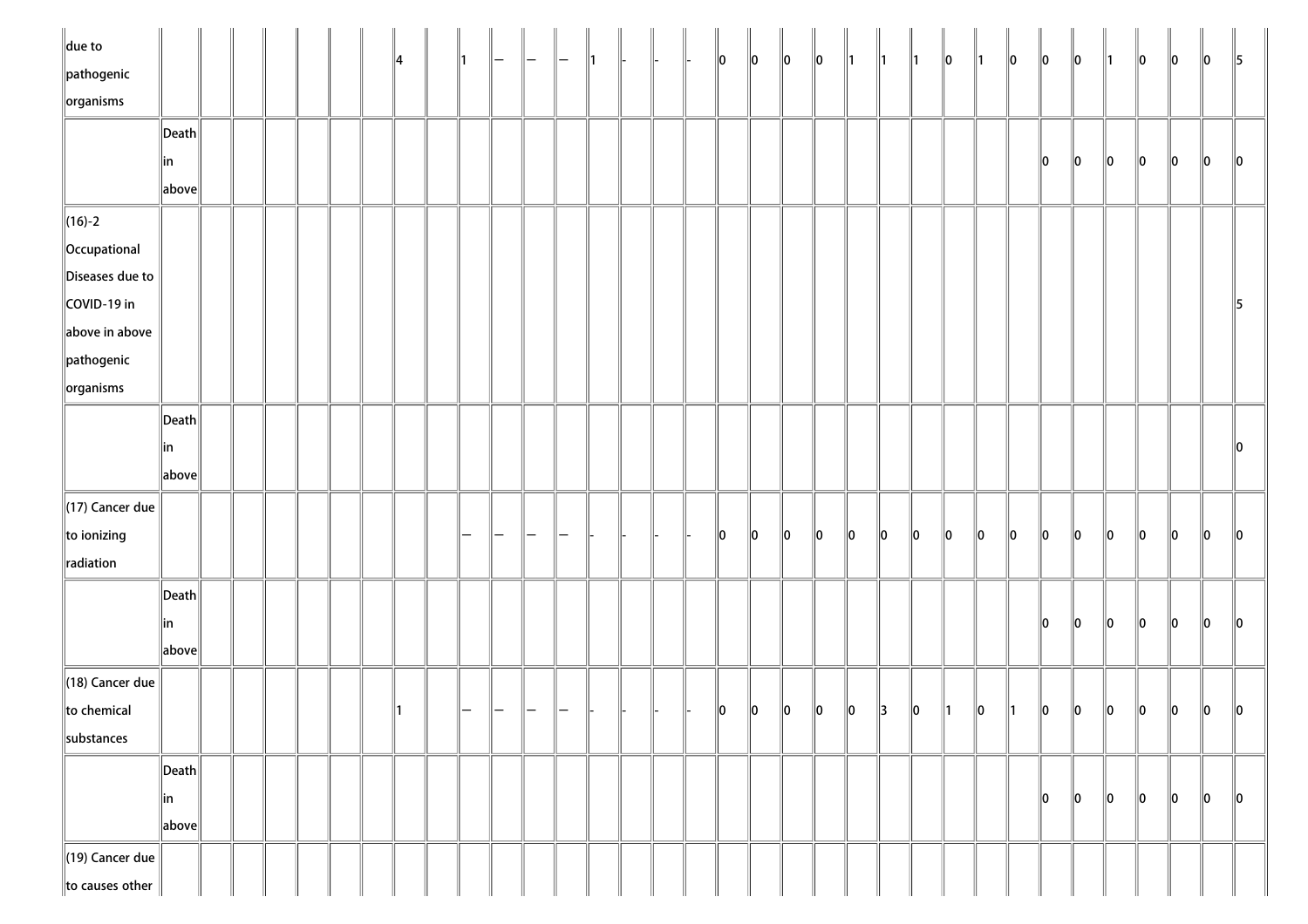| | | | | | | | | | | | | | | | | | | | | | | | | | | | | | | | | | | |
|---|---|---|---|---|---|---|---|---|---|---|---|---|---|---|---|---|---|---|---|---|---|---|---|---|---|---|---|---|---|---|---|---|---|---|
| due to pathogenic organisms | | | | | | | 4 | | 1 | — | — | — | 1 | - | - | - | 0 | 0 | 0 | 0 | 1 | 1 | 1 | 0 | 1 | 0 | 0 | 0 | 1 | 0 | 0 | 0 | 5 |
| | Death in above | | | | | | | | | | | | | | | | | | | | | | | | | | 0 | 0 | 0 | 0 | 0 | 0 | 0 |
| (16)-2 Occupational Diseases due to COVID-19 in above in above pathogenic organisms | | | | | | | | | | | | | | | | | | | | | | | | | | | | | | | | | 5 |
| | Death in above | | | | | | | | | | | | | | | | | | | | | | | | | | | | | | | | 0 |
| (17) Cancer due to ionizing radiation | | | | | | | | | — | — | — | — | - | - | - | - | 0 | 0 | 0 | 0 | 0 | 0 | 0 | 0 | 0 | 0 | 0 | 0 | 0 | 0 | 0 | 0 | 0 |
| | Death in above | | | | | | | | | | | | | | | | | | | | | | | | | | 0 | 0 | 0 | 0 | 0 | 0 | 0 |
| (18) Cancer due to chemical substances | | | | | | | 1 | | — | — | — | — | - | - | - | - | 0 | 0 | 0 | 0 | 0 | 3 | 0 | 1 | 0 | 1 | 0 | 0 | 0 | 0 | 0 | 0 | 0 |
| | Death in above | | | | | | | | | | | | | | | | | | | | | | | | | | 0 | 0 | 0 | 0 | 0 | 0 | 0 |
| (19) Cancer due to causes other | | | | | | | | | | | | | | | | | | | | | | | | | | | | | | | | | |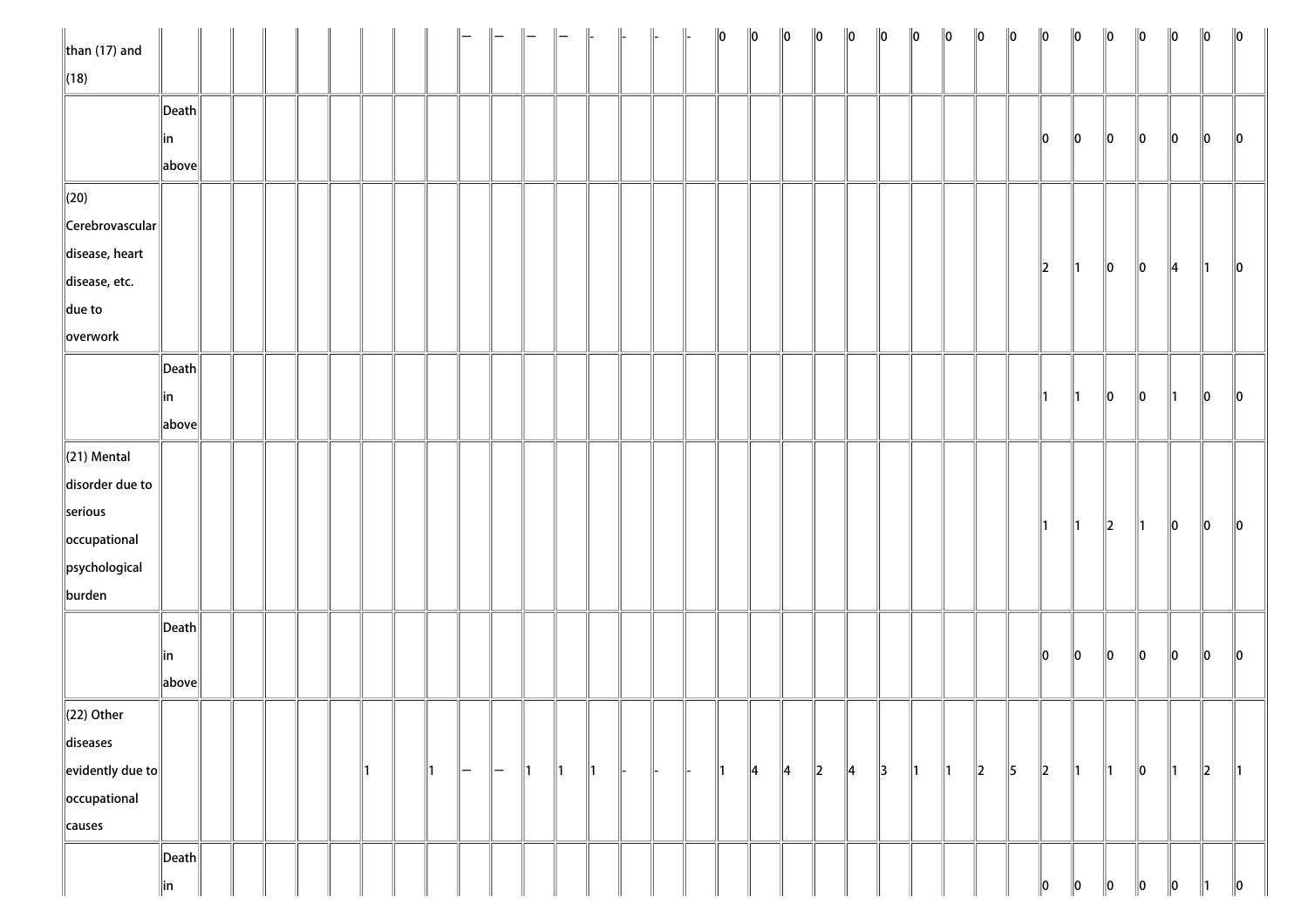| than (17) and (18) | | | | | | | | | | — | — | — | — | - | - | - | - | 0 | 0 | 0 | 0 | 0 | 0 | 0 | 0 | 0 | 0 | 0 | 0 | 0 | 0 | 0 | 0 | 0 |
|---|---|---|---|---|---|---|---|---|---|---|---|---|---|---|---|---|---|---|---|---|---|---|---|---|---|---|---|---|---|---|---|---|---|---|
| | Death in above | | | | | | | | | | | | | | | | | | | | | | | | | | | 0 | 0 | 0 | 0 | 0 | 0 | 0 |
| (20) Cerebrovascular disease, heart disease, etc. due to overwork | | | | | | | | | | | | | | | | | | | | | | | | | | | | 2 | 1 | 0 | 0 | 4 | 1 | 0 |
| | Death in above | | | | | | | | | | | | | | | | | | | | | | | | | | | 1 | 1 | 0 | 0 | 1 | 0 | 0 |
| (21) Mental disorder due to serious occupational psychological burden | | | | | | | | | | | | | | | | | | | | | | | | | | | | 1 | 1 | 2 | 1 | 0 | 0 | 0 |
| | Death in above | | | | | | | | | | | | | | | | | | | | | | | | | | | 0 | 0 | 0 | 0 | 0 | 0 | 0 |
| (22) Other diseases evidently due to occupational causes | | | | | | | 1 | | 1 | — | — | 1 | 1 | 1 | - | - | - | 1 | 4 | 4 | 2 | 4 | 3 | 1 | 1 | 2 | 5 | 2 | 1 | 1 | 0 | 1 | 2 | 1 |
| | Death in | | | | | | | | | | | | | | | | | | | | | | | | | | | 0 | 0 | 0 | 0 | 0 | 1 | 0 |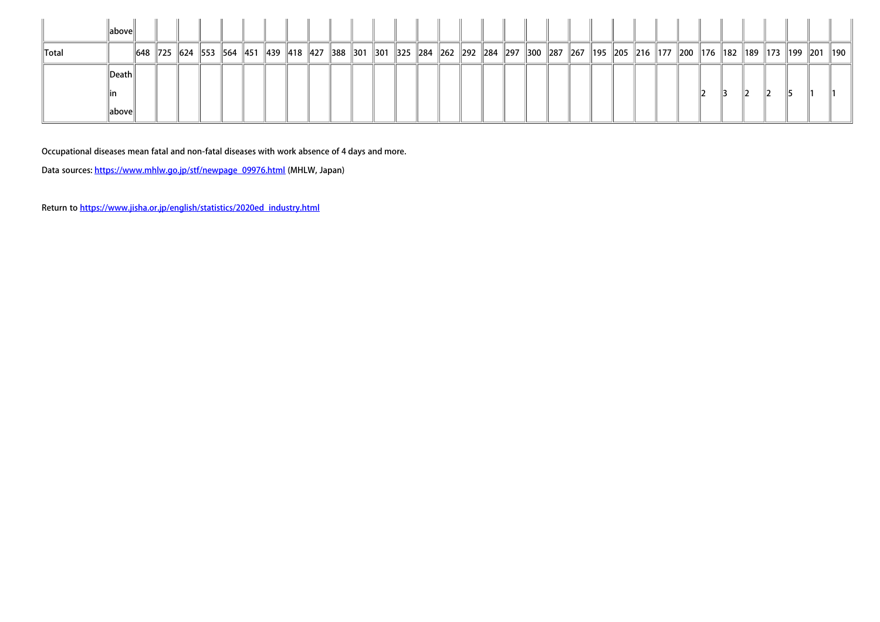| | | | | | | | | | | | | | | | | | | | | | | | | | | | | | | | | | | |
|---|---|---|---|---|---|---|---|---|---|---|---|---|---|---|---|---|---|---|---|---|---|---|---|---|---|---|---|---|---|---|---|---|---|---|
| | above | | | | | | | | | | | | | | | | | | | | | | | | | | | | | | | | | |
| Total | | 648 | 725 | 624 | 553 | 564 | 451 | 439 | 418 | 427 | 388 | 301 | 301 | 325 | 284 | 262 | 292 | 284 | 297 | 300 | 287 | 267 | 195 | 205 | 216 | 177 | 200 | 176 | 182 | 189 | 173 | 199 | 201 | 190 |
| | Death in above | | | | | | | | | | | | | | | | | | | | | | | | | | | 2 | 3 | 2 | 2 | 5 | 1 | 1 |

Occupational diseases mean fatal and non-fatal diseases with work absence of 4 days and more.

Data sources: https://www.mhlw.go.jp/stf/newpage_09976.html (MHLW, Japan)

Return to https://www.jisha.or.jp/english/statistics/2020ed_industry.html